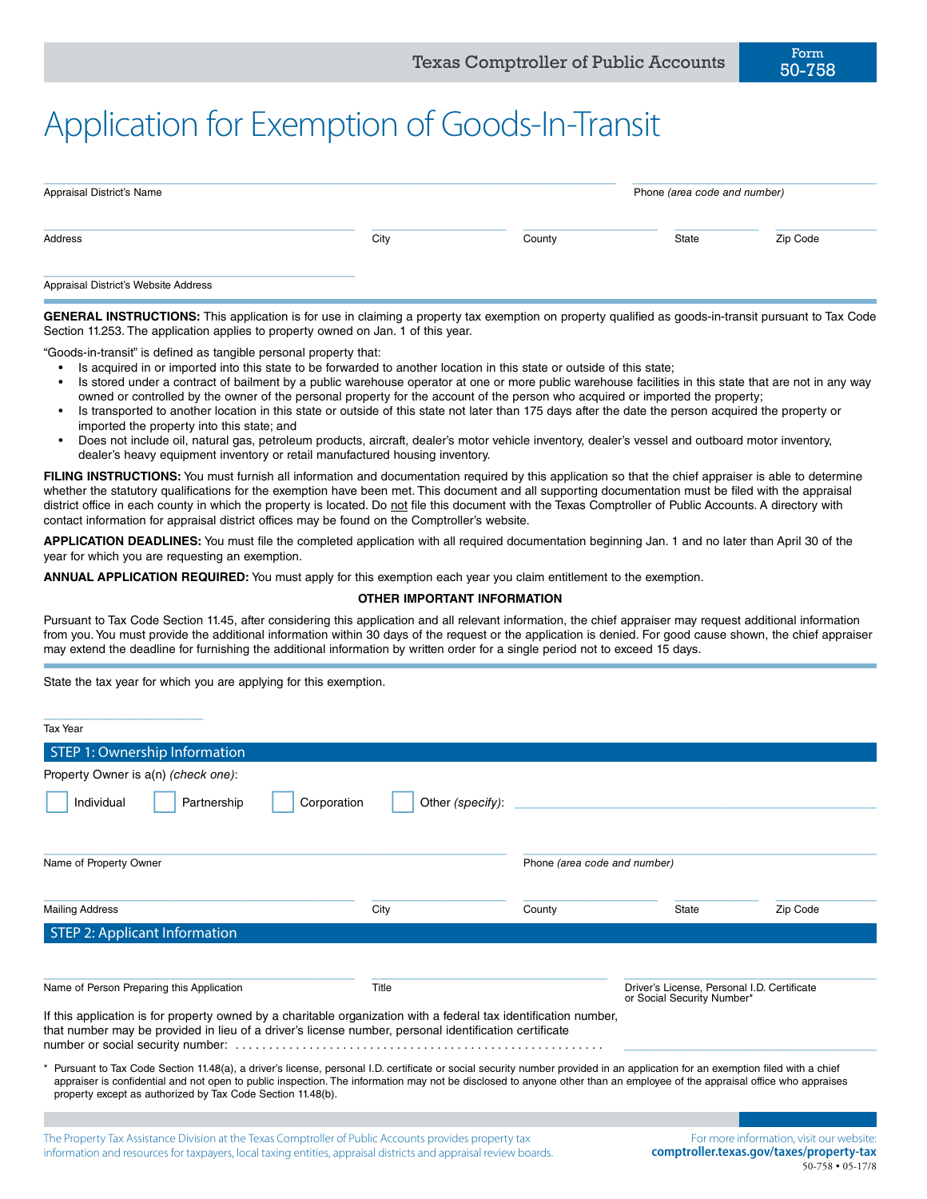Texas Comptroller of Public Accounts

Form 50-758

# Application for Exemption of Goods-In-Transit

Appraisal District's Name ______________________ Phone *(area code and number)* ______________________

Address ______________________ City ____________ County ____________ State ________ Zip Code ________

Appraisal District's Website Address ______________________

**GENERAL INSTRUCTIONS:** This application is for use in claiming a property tax exemption on property qualified as goods-in-transit pursuant to Tax Code Section 11.253. The application applies to property owned on Jan. 1 of this year.

"Goods-in-transit" is defined as tangible personal property that:

- Is acquired in or imported into this state to be forwarded to another location in this state or outside of this state;
- Is stored under a contract of bailment by a public warehouse operator at one or more public warehouse facilities in this state that are not in any way owned or controlled by the owner of the personal property for the account of the person who acquired or imported the property;
- Is transported to another location in this state or outside of this state not later than 175 days after the date the person acquired the property or imported the property into this state; and
- Does not include oil, natural gas, petroleum products, aircraft, dealer's motor vehicle inventory, dealer's vessel and outboard motor inventory, dealer's heavy equipment inventory or retail manufactured housing inventory.

**FILING INSTRUCTIONS:** You must furnish all information and documentation required by this application so that the chief appraiser is able to determine whether the statutory qualifications for the exemption have been met. This document and all supporting documentation must be filed with the appraisal district office in each county in which the property is located. Do not file this document with the Texas Comptroller of Public Accounts. A directory with contact information for appraisal district offices may be found on the Comptroller's website.

**APPLICATION DEADLINES:** You must file the completed application with all required documentation beginning Jan. 1 and no later than April 30 of the year for which you are requesting an exemption.

**ANNUAL APPLICATION REQUIRED:** You must apply for this exemption each year you claim entitlement to the exemption.

**OTHER IMPORTANT INFORMATION**

Pursuant to Tax Code Section 11.45, after considering this application and all relevant information, the chief appraiser may request additional information from you. You must provide the additional information within 30 days of the request or the application is denied. For good cause shown, the chief appraiser may extend the deadline for furnishing the additional information by written order for a single period not to exceed 15 days.

State the tax year for which you are applying for this exemption.

Tax Year ______________

## STEP 1: Ownership Information

Property Owner is a(n) *(check one)*:

☐ Individual ☐ Partnership ☐ Corporation ☐ Other *(specify)*: ______________________

Name of Property Owner ______________________ Phone *(area code and number)* ______________________

Mailing Address ______________________ City ____________ County ____________ State ________ Zip Code ________

## STEP 2: Applicant Information

Name of Person Preparing this Application ______________________ Title ______________________ Driver's License, Personal I.D. Certificate or Social Security Number* ______________________

If this application is for property owned by a charitable organization with a federal tax identification number, that number may be provided in lieu of a driver's license number, personal identification certificate number or social security number: ........................................................ ______________________

\* Pursuant to Tax Code Section 11.48(a), a driver's license, personal I.D. certificate or social security number provided in an application for an exemption filed with a chief appraiser is confidential and not open to public inspection. The information may not be disclosed to anyone other than an employee of the appraisal office who appraises property except as authorized by Tax Code Section 11.48(b).

The Property Tax Assistance Division at the Texas Comptroller of Public Accounts provides property tax information and resources for taxpayers, local taxing entities, appraisal districts and appraisal review boards.

For more information, visit our website: **comptroller.texas.gov/taxes/property-tax**

50-758 • 05-17/8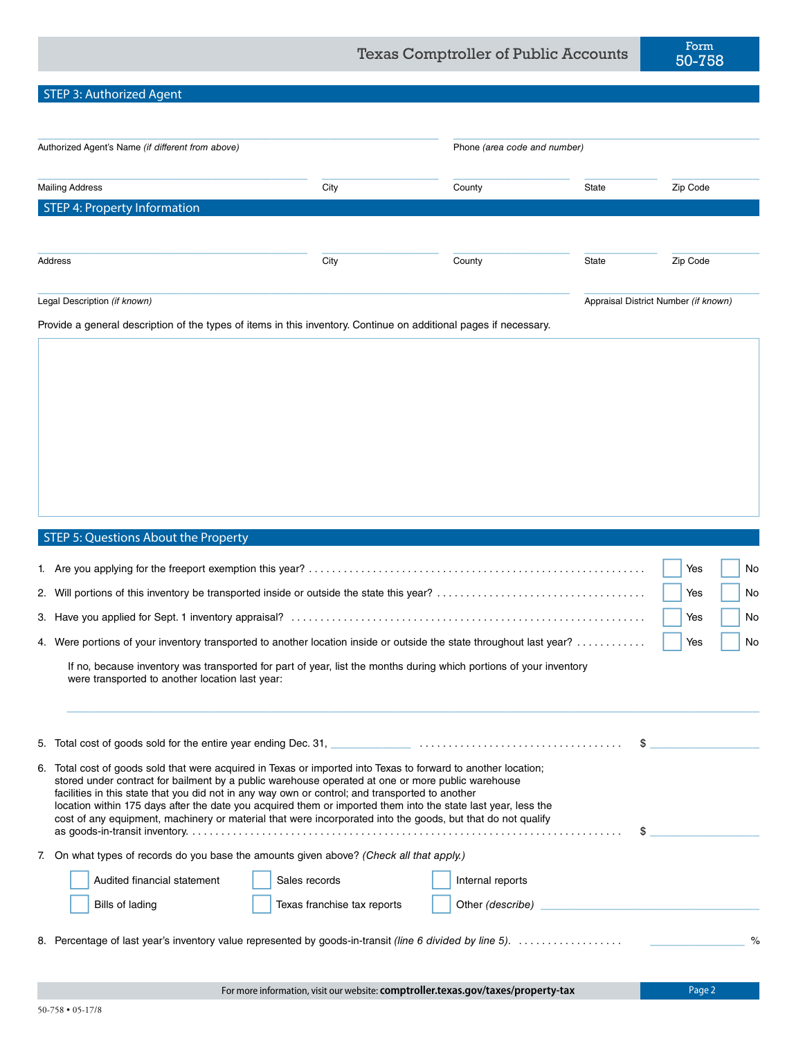## STEP 3: Authorized Agent

Authorized Agent's Name *(if different from above)* ______________________ Phone *(area code and number)* ______________________

Mailing Address ______________________ City ____________ County ____________ State ________ Zip Code ________

## STEP 4: Property Information

Address ______________________ City ____________ County ____________ State ________ Zip Code ________

Legal Description *(if known)* ______________________ Appraisal District Number *(if known)* ____________

Provide a general description of the types of items in this inventory. Continue on additional pages if necessary.

## STEP 5: Questions About the Property

1. Are you applying for the freeport exemption this year? . . . . . . . . . . ☐ Yes ☐ No
2. Will portions of this inventory be transported inside or outside the state this year? . . . . . . . . . . ☐ Yes ☐ No
3. Have you applied for Sept. 1 inventory appraisal? . . . . . . . . . . ☐ Yes ☐ No
4. Were portions of your inventory transported to another location inside or outside the state throughout last year? . . . . . . . . . . ☐ Yes ☐ No

   If no, because inventory was transported for part of year, list the months during which portions of your inventory were transported to another location last year:

   ______________________________________________

5. Total cost of goods sold for the entire year ending Dec. 31, ____________ . . . . . . . . . . $ ____________
6. Total cost of goods sold that were acquired in Texas or imported into Texas to forward to another location; stored under contract for bailment by a public warehouse operated at one or more public warehouse facilities in this state that you did not in any way own or control; and transported to another location within 175 days after the date you acquired them or imported them into the state last year, less the cost of any equipment, machinery or material that were incorporated into the goods, but that do not qualify as goods-in-transit inventory. . . . . . . . . . . $ ____________
7. On what types of records do you base the amounts given above? *(Check all that apply.)*

   ☐ Audited financial statement ☐ Sales records ☐ Internal reports

   ☐ Bills of lading ☐ Texas franchise tax reports ☐ Other *(describe)* ______________________

8. Percentage of last year's inventory value represented by goods-in-transit *(line 6 divided by line 5)*. . . . . . . . . . . ____________ %

For more information, visit our website: **comptroller.texas.gov/taxes/property-tax**

50-758 • 05-17/8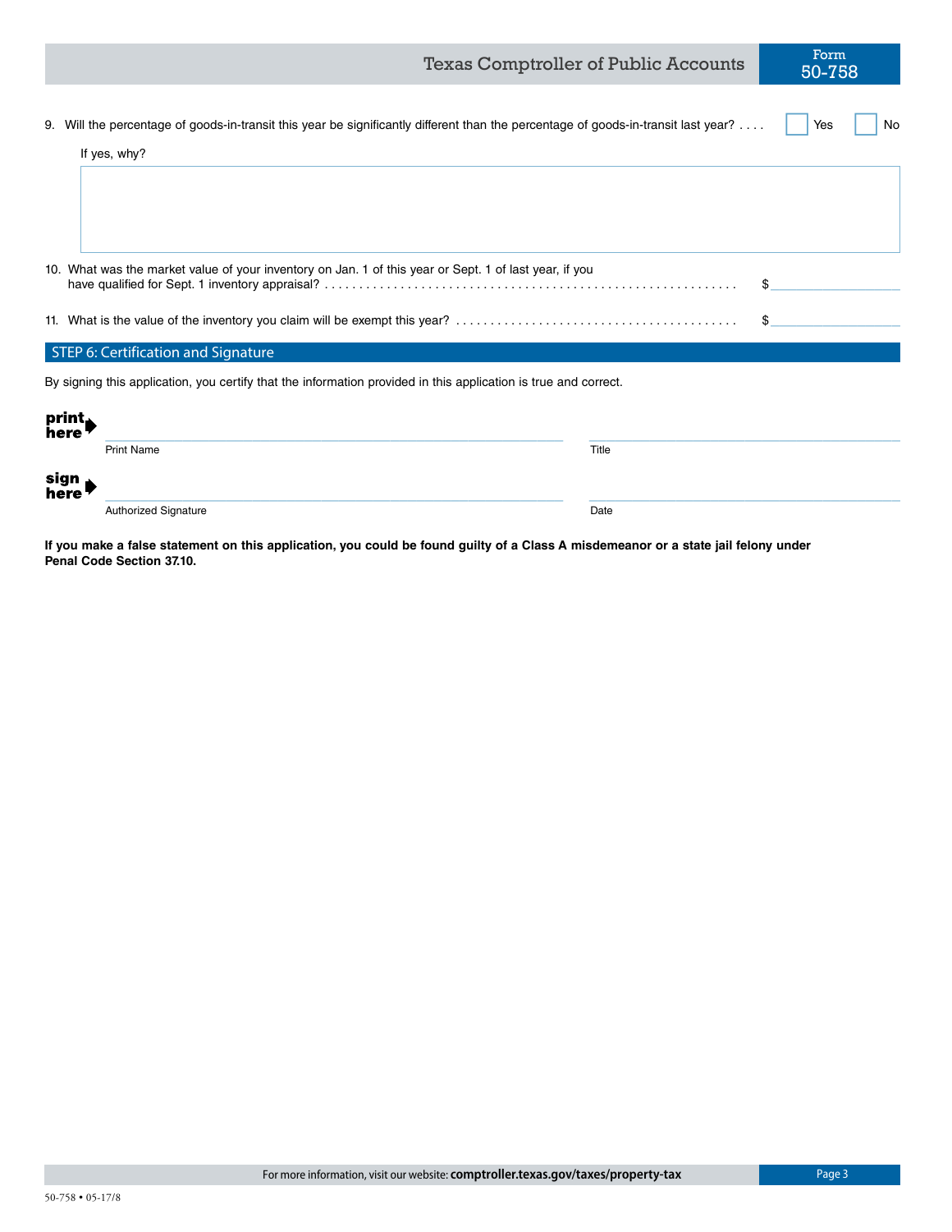9. Will the percentage of goods-in-transit this year be significantly different than the percentage of goods-in-transit last year? . . . . ☐ Yes ☐ No

   If yes, why?

10. What was the market value of your inventory on Jan. 1 of this year or Sept. 1 of last year, if you have qualified for Sept. 1 inventory appraisal? . . . . . . . . . . . . . . . . . . . . . . . . . . . . . . . . . . . . . . . . . . . . . . . . . . . . . . . . . . . . $____________

11. What is the value of the inventory you claim will be exempt this year? . . . . . . . . . . . . . . . . . . . . . . . . . . . . . . . . . . . . . . . . . $____________

## STEP 6: Certification and Signature

By signing this application, you certify that the information provided in this application is true and correct.

**print here** ➡

_______________________________ _______________________________
Print Name Title

**sign here** ➡

_______________________________ _______________________________
Authorized Signature Date

**If you make a false statement on this application, you could be found guilty of a Class A misdemeanor or a state jail felony under Penal Code Section 37.10.**